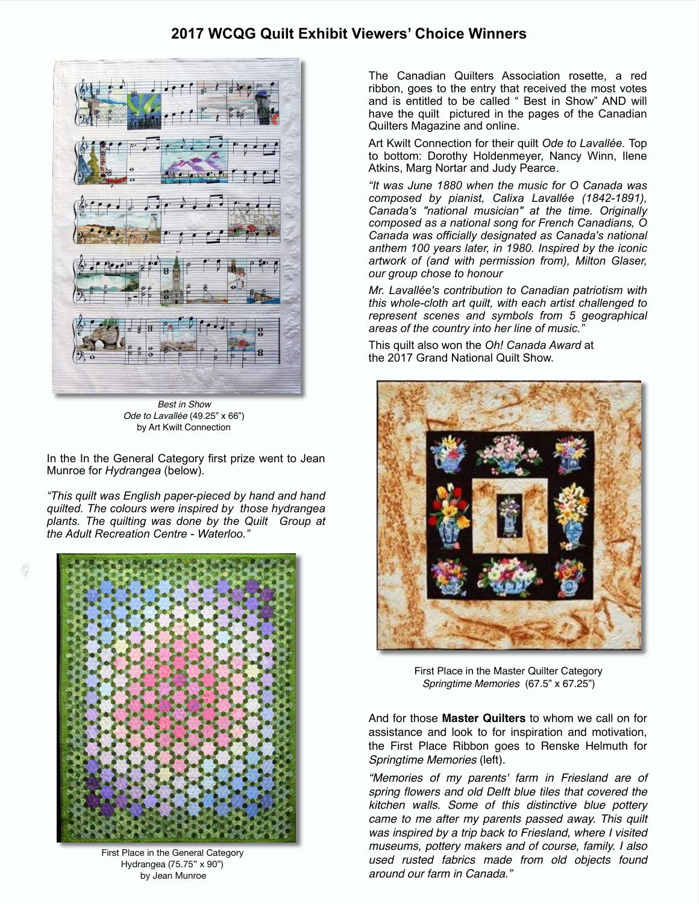## 2017 WCQG Quilt Exhibit Viewers' Choice Winners

*Best in Show*
*Ode to Lavallée* (49.25" x 66")
by Art Kwilt Connection

The Canadian Quilters Association rosette, a red ribbon, goes to the entry that received the most votes and is entitled to be called " Best in Show" AND will have the quilt pictured in the pages of the Canadian Quilters Magazine and online.

Art Kwilt Connection for their quilt *Ode to Lavallée*. Top to bottom: Dorothy Holdenmeyer, Nancy Winn, Ilene Atkins, Marg Nortar and Judy Pearce.

*"It was June 1880 when the music for O Canada was composed by pianist, Calixa Lavallée (1842-1891), Canada's "national musician" at the time. Originally composed as a national song for French Canadians, O Canada was officially designated as Canada's national anthem 100 years later, in 1980. Inspired by the iconic artwork of (and with permission from), Milton Glaser, our group chose to honour*

*Mr. Lavallée's contribution to Canadian patriotism with this whole-cloth art quilt, with each artist challenged to represent scenes and symbols from 5 geographical areas of the country into her line of music."*

This quilt also won the *Oh! Canada Award* at the 2017 Grand National Quilt Show.

In the In the General Category first prize went to Jean Munroe for *Hydrangea* (below).

*"This quilt was English paper-pieced by hand and hand quilted. The colours were inspired by those hydrangea plants. The quilting was done by the Quilt Group at the Adult Recreation Centre - Waterloo."*

First Place in the General Category
Hydrangea (75.75" x 90")
by Jean Munroe

First Place in the Master Quilter Category
*Springtime Memories* (67.5" x 67.25")

And for those **Master Quilters** to whom we call on for assistance and look to for inspiration and motivation, the First Place Ribbon goes to Renske Helmuth for *Springtime Memories* (left).

*"Memories of my parents' farm in Friesland are of spring flowers and old Delft blue tiles that covered the kitchen walls. Some of this distinctive blue pottery came to me after my parents passed away. This quilt was inspired by a trip back to Friesland, where I visited museums, pottery makers and of course, family. I also used rusted fabrics made from old objects found around our farm in Canada."*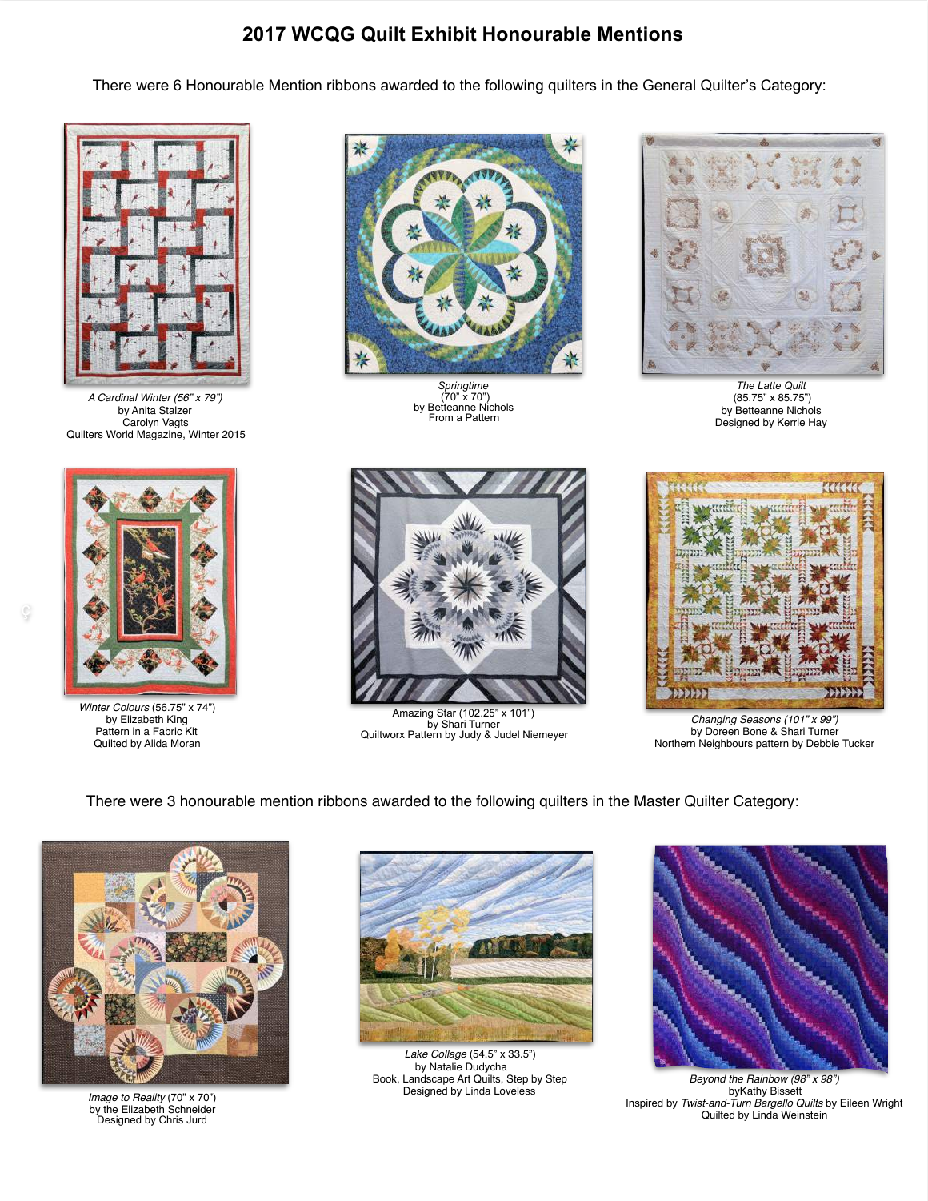# 2017 WCQG Quilt Exhibit Honourable Mentions

There were 6 Honourable Mention ribbons awarded to the following quilters in the General Quilter's Category:

*A Cardinal Winter* (56" x 79")
by Anita Stalzer
Carolyn Vagts
Quilters World Magazine, Winter 2015

*Springtime*
(70" x 70")
by Betteanne Nichols
From a Pattern

*The Latte Quilt*
(85.75" x 85.75")
by Betteanne Nichols
Designed by Kerrie Hay

*Winter Colours* (56.75" x 74")
by Elizabeth King
Pattern in a Fabric Kit
Quilted by Alida Moran

Amazing Star (102.25" x 101")
by Shari Turner
Quiltworx Pattern by Judy & Judel Niemeyer

*Changing Seasons* (101" x 99")
by Doreen Bone & Shari Turner
Northern Neighbours pattern by Debbie Tucker

There were 3 honourable mention ribbons awarded to the following quilters in the Master Quilter Category:

*Image to Reality* (70" x 70")
by the Elizabeth Schneider
Designed by Chris Jurd

*Lake Collage* (54.5" x 33.5")
by Natalie Dudycha
Book, Landscape Art Quilts, Step by Step
Designed by Linda Loveless

*Beyond the Rainbow* (98" x 98")
byKathy Bissett
Inspired by *Twist-and-Turn Bargello Quilts* by Eileen Wright
Quilted by Linda Weinstein